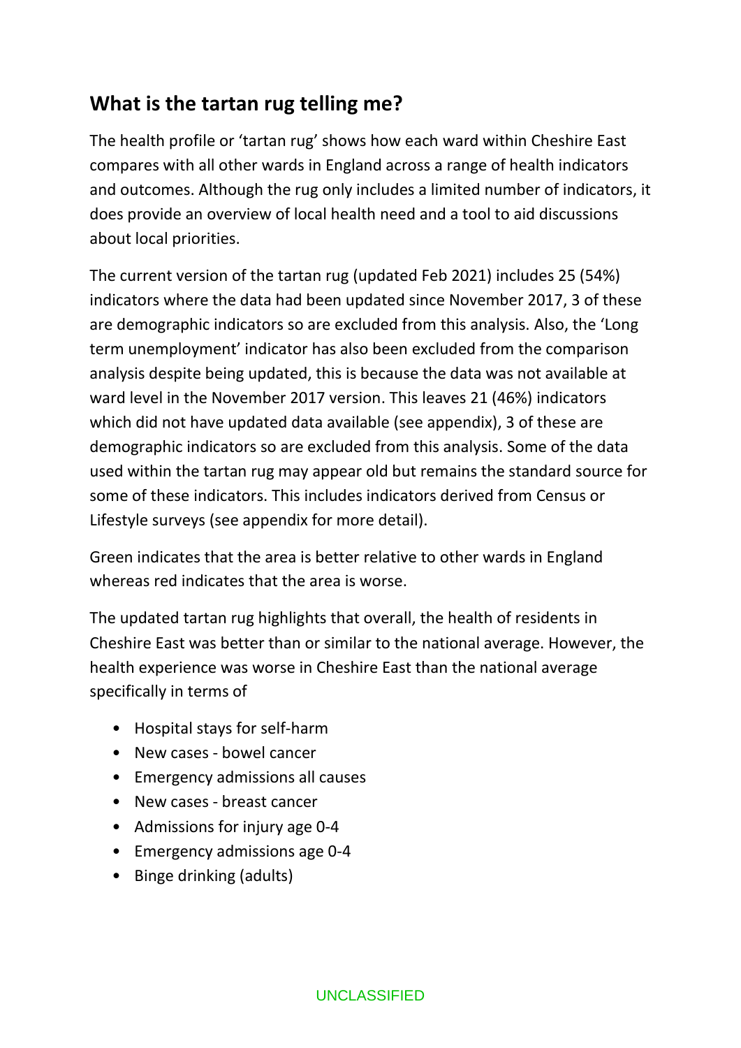## What is the tartan rug telling me?

The health profile or 'tartan rug' shows how each ward within Cheshire East compares with all other wards in England across a range of health indicators and outcomes. Although the rug only includes a limited number of indicators, it does provide an overview of local health need and a tool to aid discussions about local priorities.

The current version of the tartan rug (updated Feb 2021) includes 25 (54%) indicators where the data had been updated since November 2017, 3 of these are demographic indicators so are excluded from this analysis. Also, the 'Long term unemployment' indicator has also been excluded from the comparison analysis despite being updated, this is because the data was not available at ward level in the November 2017 version. This leaves 21 (46%) indicators which did not have updated data available (see appendix), 3 of these are demographic indicators so are excluded from this analysis. Some of the data used within the tartan rug may appear old but remains the standard source for some of these indicators. This includes indicators derived from Census or Lifestyle surveys (see appendix for more detail).

Green indicates that the area is better relative to other wards in England whereas red indicates that the area is worse.

The updated tartan rug highlights that overall, the health of residents in Cheshire East was better than or similar to the national average. However, the health experience was worse in Cheshire East than the national average specifically in terms of

- Hospital stays for self-harm
- New cases - bowel cancer
- Emergency admissions all causes
- New cases - breast cancer
- Admissions for injury age 0-4
- Emergency admissions age 0-4
- Binge drinking (adults)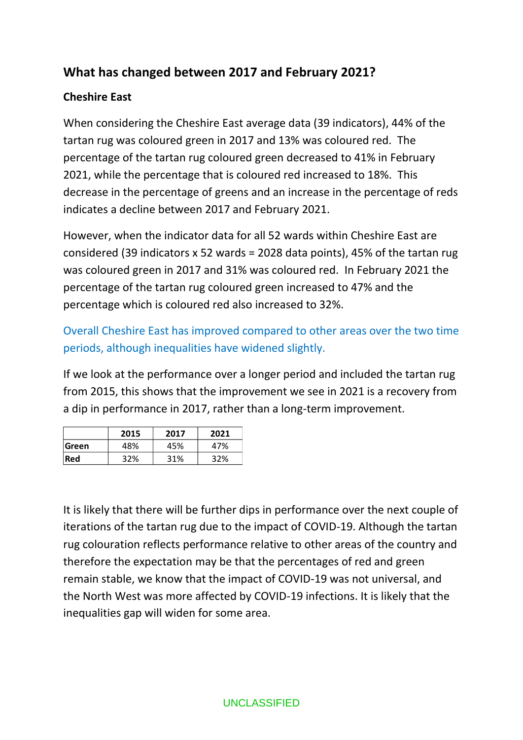## What has changed between 2017 and February 2021?

### Cheshire East

When considering the Cheshire East average data (39 indicators), 44% of the tartan rug was coloured green in 2017 and 13% was coloured red. The percentage of the tartan rug coloured green decreased to 41% in February 2021, while the percentage that is coloured red increased to 18%. This decrease in the percentage of greens and an increase in the percentage of reds indicates a decline between 2017 and February 2021.

However, when the indicator data for all 52 wards within Cheshire East are considered (39 indicators x 52 wards = 2028 data points), 45% of the tartan rug was coloured green in 2017 and 31% was coloured red. In February 2021 the percentage of the tartan rug coloured green increased to 47% and the percentage which is coloured red also increased to 32%.

Overall Cheshire East has improved compared to other areas over the two time periods, although inequalities have widened slightly.

If we look at the performance over a longer period and included the tartan rug from 2015, this shows that the improvement we see in 2021 is a recovery from a dip in performance in 2017, rather than a long-term improvement.

| | 2015 | 2017 | 2021 |
|---|---|---|---|
| **Green** | 48% | 45% | 47% |
| **Red** | 32% | 31% | 32% |

It is likely that there will be further dips in performance over the next couple of iterations of the tartan rug due to the impact of COVID-19. Although the tartan rug colouration reflects performance relative to other areas of the country and therefore the expectation may be that the percentages of red and green remain stable, we know that the impact of COVID-19 was not universal, and the North West was more affected by COVID-19 infections. It is likely that the inequalities gap will widen for some area.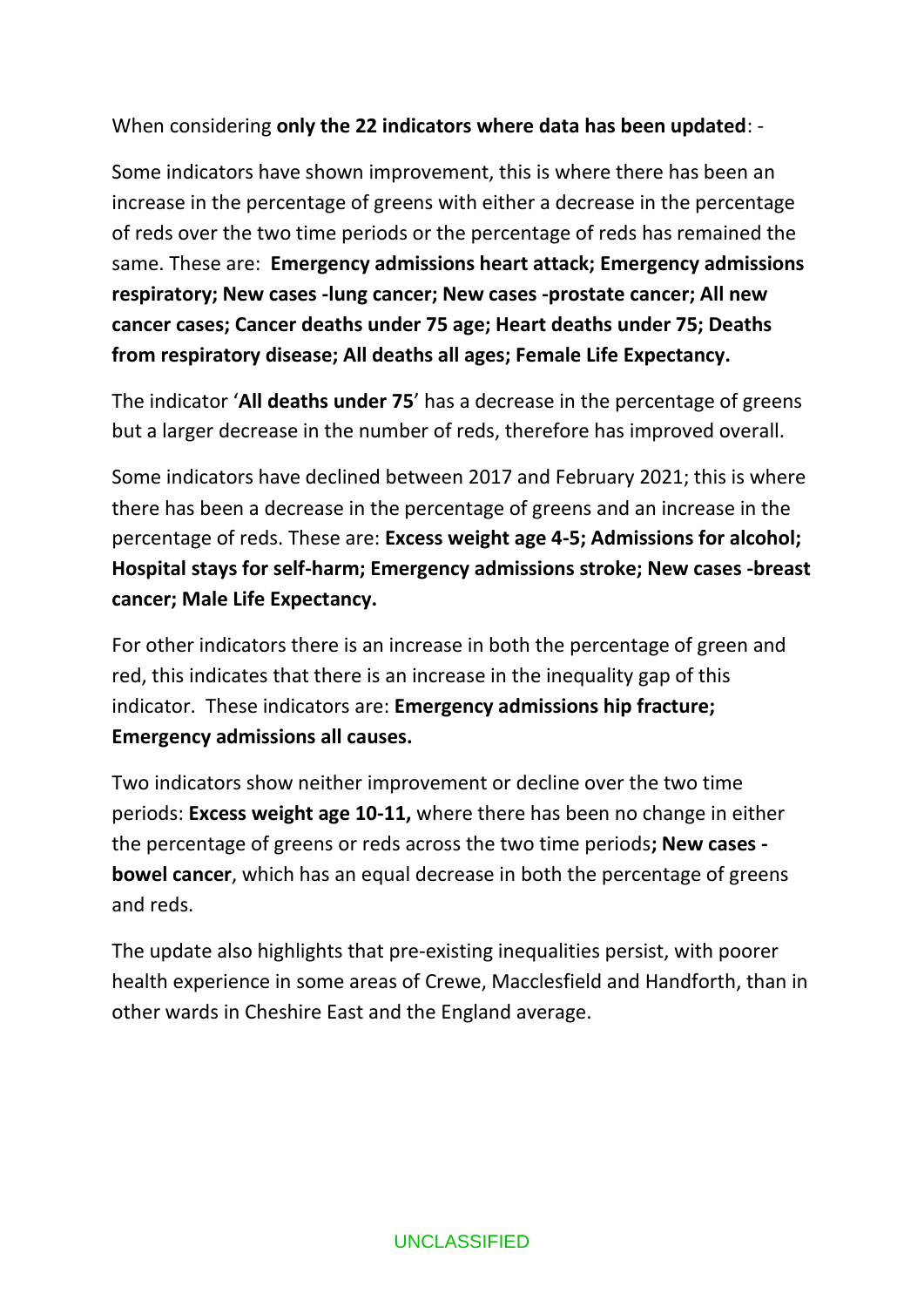When considering **only the 22 indicators where data has been updated**: -

Some indicators have shown improvement, this is where there has been an increase in the percentage of greens with either a decrease in the percentage of reds over the two time periods or the percentage of reds has remained the same. These are: **Emergency admissions heart attack; Emergency admissions respiratory; New cases -lung cancer; New cases -prostate cancer; All new cancer cases; Cancer deaths under 75 age; Heart deaths under 75; Deaths from respiratory disease; All deaths all ages; Female Life Expectancy.**

The indicator '**All deaths under 75**' has a decrease in the percentage of greens but a larger decrease in the number of reds, therefore has improved overall.

Some indicators have declined between 2017 and February 2021; this is where there has been a decrease in the percentage of greens and an increase in the percentage of reds. These are: **Excess weight age 4-5; Admissions for alcohol; Hospital stays for self-harm; Emergency admissions stroke; New cases -breast cancer; Male Life Expectancy.**

For other indicators there is an increase in both the percentage of green and red, this indicates that there is an increase in the inequality gap of this indicator. These indicators are: **Emergency admissions hip fracture; Emergency admissions all causes.**

Two indicators show neither improvement or decline over the two time periods: **Excess weight age 10-11,** where there has been no change in either the percentage of greens or reds across the two time periods**; New cases -bowel cancer**, which has an equal decrease in both the percentage of greens and reds.

The update also highlights that pre-existing inequalities persist, with poorer health experience in some areas of Crewe, Macclesfield and Handforth, than in other wards in Cheshire East and the England average.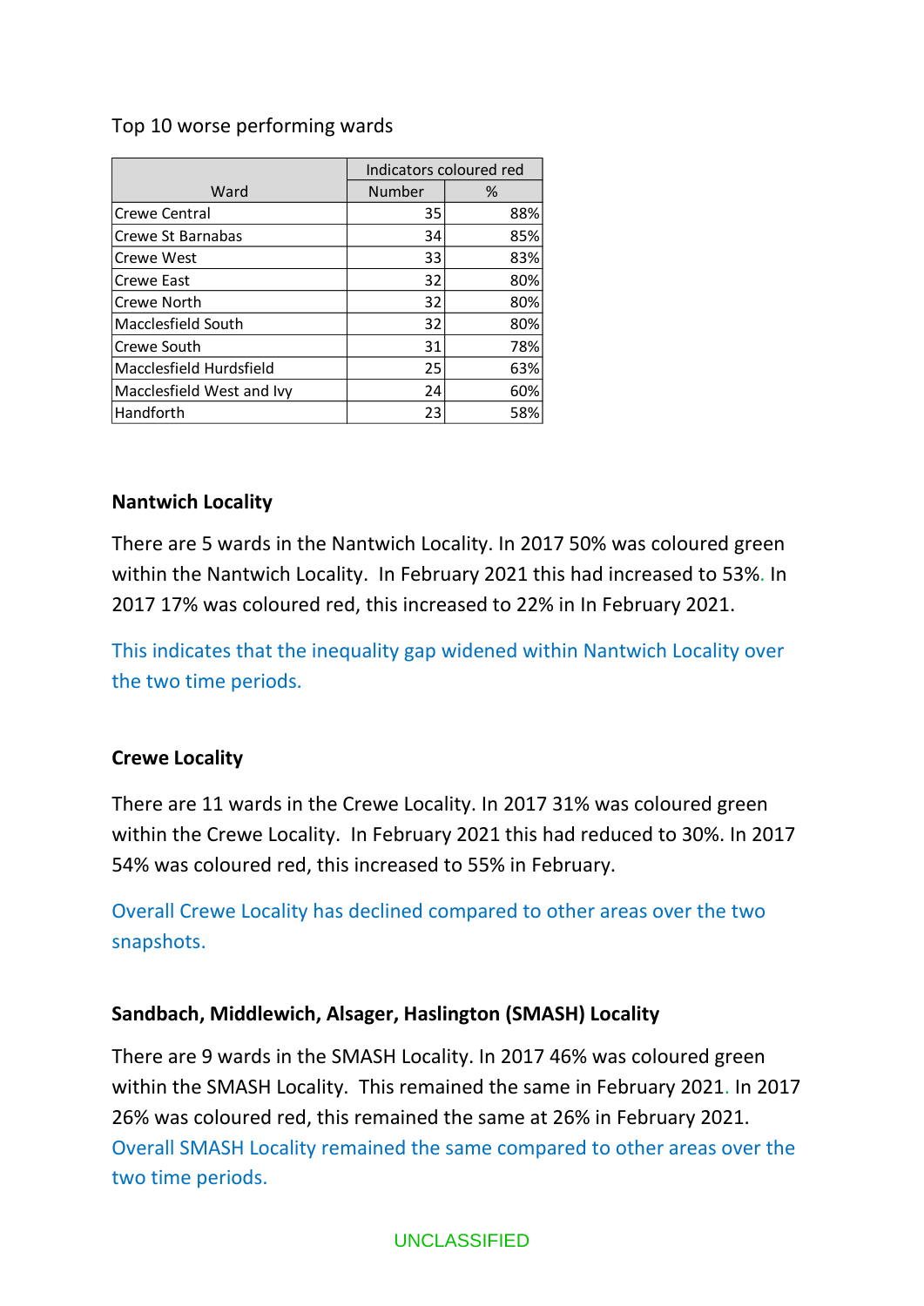Top 10 worse performing wards

| Ward | Indicators coloured red | |
|---|---|---|
| | Number | % |
| Crewe Central | 35 | 88% |
| Crewe St Barnabas | 34 | 85% |
| Crewe West | 33 | 83% |
| Crewe East | 32 | 80% |
| Crewe North | 32 | 80% |
| Macclesfield South | 32 | 80% |
| Crewe South | 31 | 78% |
| Macclesfield Hurdsfield | 25 | 63% |
| Macclesfield West and Ivy | 24 | 60% |
| Handforth | 23 | 58% |

**Nantwich Locality**

There are 5 wards in the Nantwich Locality. In 2017 50% was coloured green within the Nantwich Locality. In February 2021 this had increased to 53%. In 2017 17% was coloured red, this increased to 22% in In February 2021.

This indicates that the inequality gap widened within Nantwich Locality over the two time periods.

**Crewe Locality**

There are 11 wards in the Crewe Locality. In 2017 31% was coloured green within the Crewe Locality. In February 2021 this had reduced to 30%. In 2017 54% was coloured red, this increased to 55% in February.

Overall Crewe Locality has declined compared to other areas over the two snapshots.

**Sandbach, Middlewich, Alsager, Haslington (SMASH) Locality**

There are 9 wards in the SMASH Locality. In 2017 46% was coloured green within the SMASH Locality. This remained the same in February 2021. In 2017 26% was coloured red, this remained the same at 26% in February 2021. Overall SMASH Locality remained the same compared to other areas over the two time periods.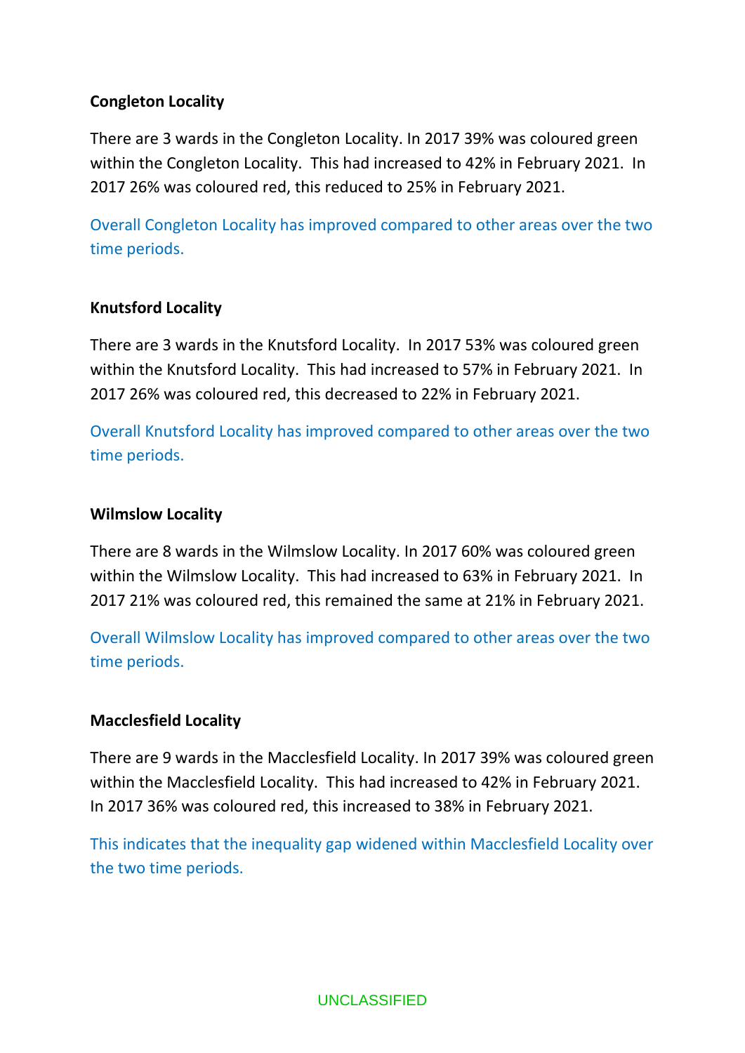**Congleton Locality**

There are 3 wards in the Congleton Locality. In 2017 39% was coloured green within the Congleton Locality. This had increased to 42% in February 2021. In 2017 26% was coloured red, this reduced to 25% in February 2021.

Overall Congleton Locality has improved compared to other areas over the two time periods.

**Knutsford Locality**

There are 3 wards in the Knutsford Locality. In 2017 53% was coloured green within the Knutsford Locality. This had increased to 57% in February 2021. In 2017 26% was coloured red, this decreased to 22% in February 2021.

Overall Knutsford Locality has improved compared to other areas over the two time periods.

**Wilmslow Locality**

There are 8 wards in the Wilmslow Locality. In 2017 60% was coloured green within the Wilmslow Locality. This had increased to 63% in February 2021. In 2017 21% was coloured red, this remained the same at 21% in February 2021.

Overall Wilmslow Locality has improved compared to other areas over the two time periods.

**Macclesfield Locality**

There are 9 wards in the Macclesfield Locality. In 2017 39% was coloured green within the Macclesfield Locality. This had increased to 42% in February 2021. In 2017 36% was coloured red, this increased to 38% in February 2021.

This indicates that the inequality gap widened within Macclesfield Locality over the two time periods.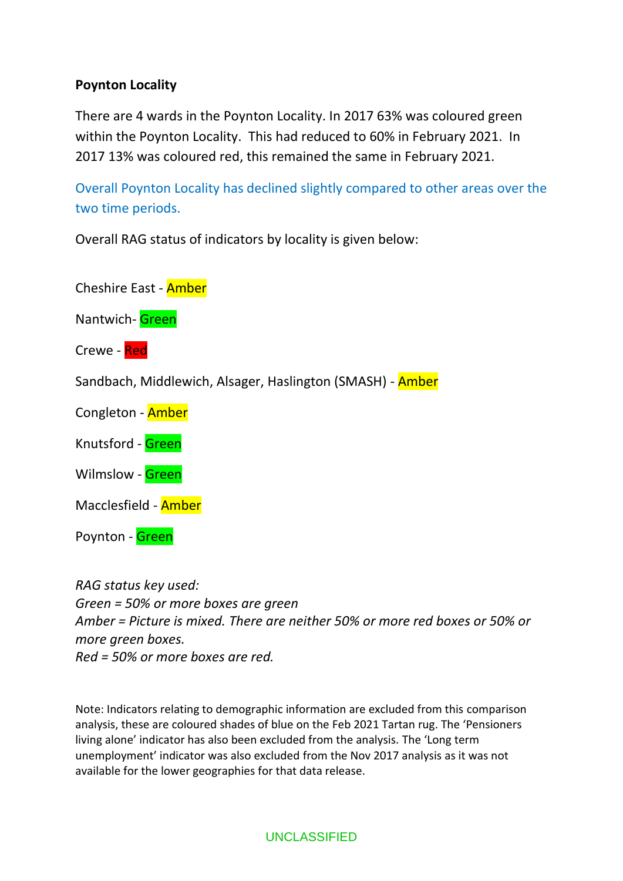**Poynton Locality**

There are 4 wards in the Poynton Locality. In 2017 63% was coloured green within the Poynton Locality. This had reduced to 60% in February 2021. In 2017 13% was coloured red, this remained the same in February 2021.

Overall Poynton Locality has declined slightly compared to other areas over the two time periods.

Overall RAG status of indicators by locality is given below:

Cheshire East - Amber

Nantwich- Green

Crewe - Red

Sandbach, Middlewich, Alsager, Haslington (SMASH) - Amber

Congleton - Amber

Knutsford - Green

Wilmslow - Green

Macclesfield - Amber

Poynton - Green

*RAG status key used:*
*Green = 50% or more boxes are green*
*Amber = Picture is mixed. There are neither 50% or more red boxes or 50% or more green boxes.*
*Red = 50% or more boxes are red.*

Note: Indicators relating to demographic information are excluded from this comparison analysis, these are coloured shades of blue on the Feb 2021 Tartan rug. The 'Pensioners living alone' indicator has also been excluded from the analysis. The 'Long term unemployment' indicator was also excluded from the Nov 2017 analysis as it was not available for the lower geographies for that data release.

UNCLASSIFIED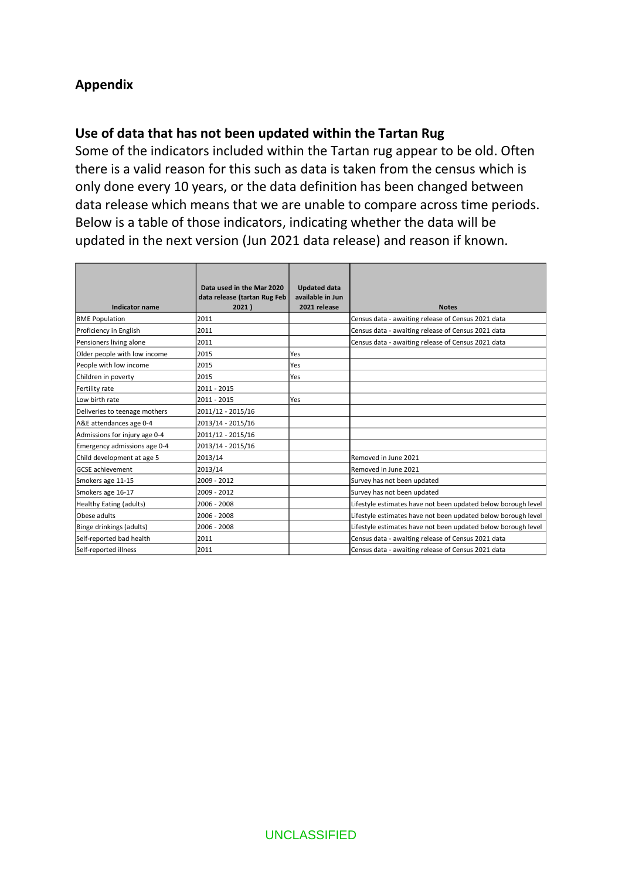## Appendix

### Use of data that has not been updated within the Tartan Rug

Some of the indicators included within the Tartan rug appear to be old. Often there is a valid reason for this such as data is taken from the census which is only done every 10 years, or the data definition has been changed between data release which means that we are unable to compare across time periods. Below is a table of those indicators, indicating whether the data will be updated in the next version (Jun 2021 data release) and reason if known.

| Indicator name | Data used in the Mar 2020 data release (tartan Rug Feb 2021 ) | Updated data available in Jun 2021 release | Notes |
|---|---|---|---|
| BME Population | 2011 | | Census data - awaiting release of Census 2021 data |
| Proficiency in English | 2011 | | Census data - awaiting release of Census 2021 data |
| Pensioners living alone | 2011 | | Census data - awaiting release of Census 2021 data |
| Older people with low income | 2015 | Yes | |
| People with low income | 2015 | Yes | |
| Children in poverty | 2015 | Yes | |
| Fertility rate | 2011 - 2015 | | |
| Low birth rate | 2011 - 2015 | Yes | |
| Deliveries to teenage mothers | 2011/12 - 2015/16 | | |
| A&E attendances age 0-4 | 2013/14 - 2015/16 | | |
| Admissions for injury age 0-4 | 2011/12 - 2015/16 | | |
| Emergency admissions age 0-4 | 2013/14 - 2015/16 | | |
| Child development at age 5 | 2013/14 | | Removed in June 2021 |
| GCSE achievement | 2013/14 | | Removed in June 2021 |
| Smokers age 11-15 | 2009 - 2012 | | Survey has not been updated |
| Smokers age 16-17 | 2009 - 2012 | | Survey has not been updated |
| Healthy Eating (adults) | 2006 - 2008 | | Lifestyle estimates have not been updated below borough level |
| Obese adults | 2006 - 2008 | | Lifestyle estimates have not been updated below borough level |
| Binge drinkings (adults) | 2006 - 2008 | | Lifestyle estimates have not been updated below borough level |
| Self-reported bad health | 2011 | | Census data - awaiting release of Census 2021 data |
| Self-reported illness | 2011 | | Census data - awaiting release of Census 2021 data |